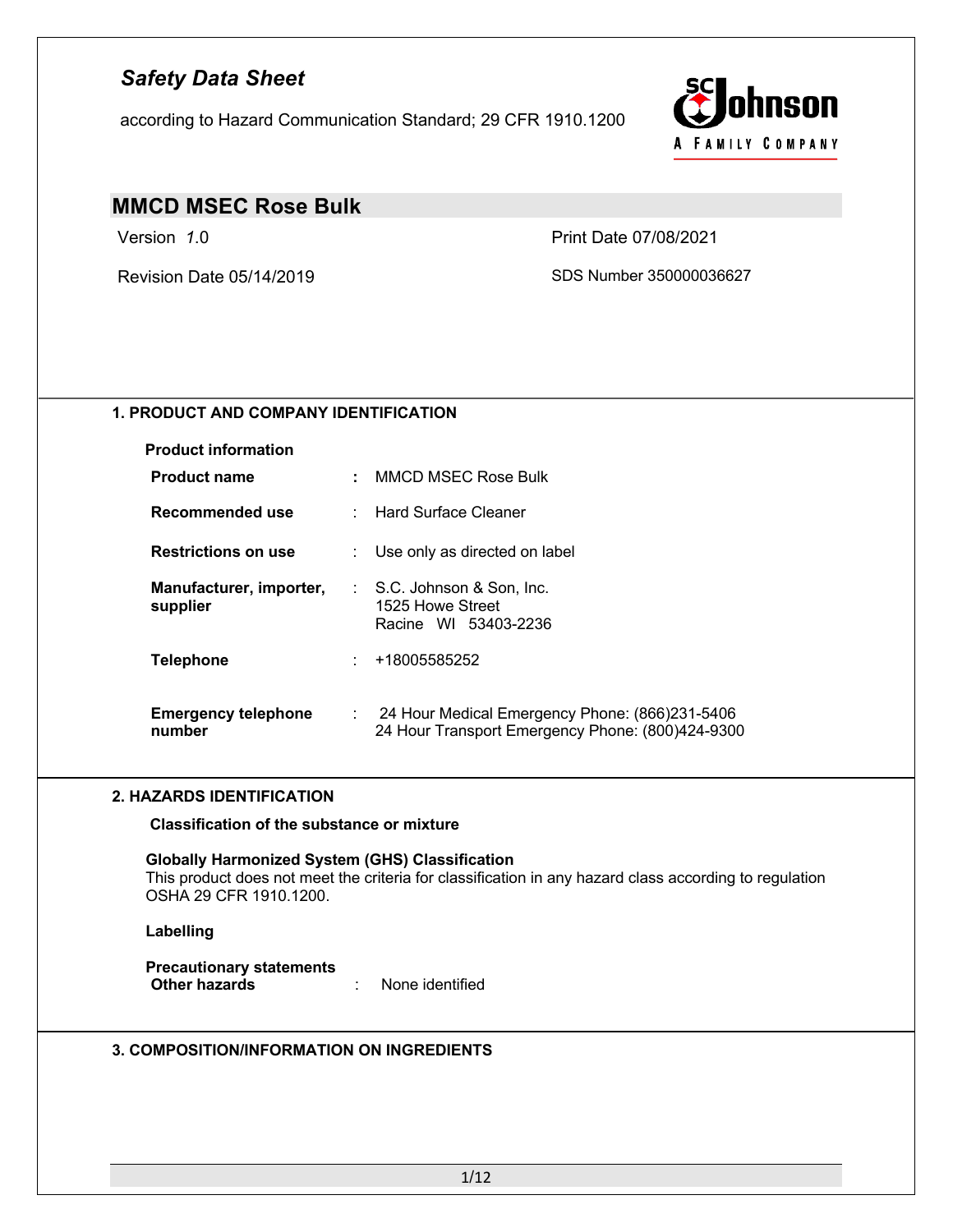# *Safety Data Sheet*

according to Hazard Communication Standard; 29 CFR 1910.1200

## MMCD MSEC Rose Bulk

Version *1*.0

Print Date 07/08/2021

Revision Date 05/14/2019

SDS Number 350000036627

### 1. PRODUCT AND COMPANY IDENTIFICATION

**Product information**

| | | |
|---|---|---|
| **Product name** | **:** | MMCD MSEC Rose Bulk |
| **Recommended use** | : | Hard Surface Cleaner |
| **Restrictions on use** | : | Use only as directed on label |
| **Manufacturer, importer, supplier** | : | S.C. Johnson & Son, Inc.<br>1525 Howe Street<br>Racine WI 53403-2236 |
| **Telephone** | : | +18005585252 |
| **Emergency telephone number** | : | 24 Hour Medical Emergency Phone: (866)231-5406<br>24 Hour Transport Emergency Phone: (800)424-9300 |

### 2. HAZARDS IDENTIFICATION

**Classification of the substance or mixture**

**Globally Harmonized System (GHS) Classification**
This product does not meet the criteria for classification in any hazard class according to regulation OSHA 29 CFR 1910.1200.

**Labelling**

**Precautionary statements**

**Other hazards** : None identified

### 3. COMPOSITION/INFORMATION ON INGREDIENTS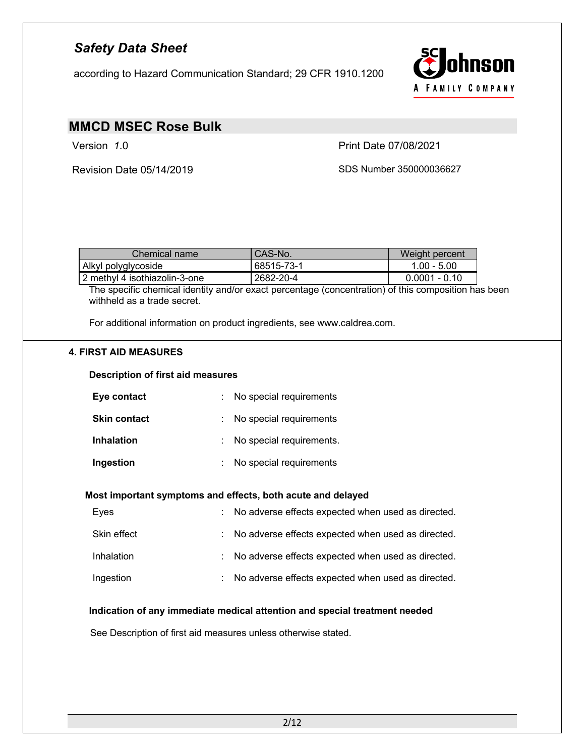# Safety Data Sheet

according to Hazard Communication Standard; 29 CFR 1910.1200

## MMCD MSEC Rose Bulk

Version *1*.0 | Print Date 07/08/2021

Revision Date 05/14/2019 | SDS Number 350000036627

| Chemical name | CAS-No. | Weight percent |
|---|---|---|
| Alkyl polyglycoside | 68515-73-1 | 1.00 - 5.00 |
| 2 methyl 4 isothiazolin-3-one | 2682-20-4 | 0.0001 - 0.10 |

The specific chemical identity and/or exact percentage (concentration) of this composition has been withheld as a trade secret.

For additional information on product ingredients, see www.caldrea.com.

### 4. FIRST AID MEASURES

**Description of first aid measures**

**Eye contact** : No special requirements

**Skin contact** : No special requirements

**Inhalation** : No special requirements.

**Ingestion** : No special requirements

**Most important symptoms and effects, both acute and delayed**

Eyes : No adverse effects expected when used as directed.

Skin effect : No adverse effects expected when used as directed.

Inhalation : No adverse effects expected when used as directed.

Ingestion : No adverse effects expected when used as directed.

**Indication of any immediate medical attention and special treatment needed**

See Description of first aid measures unless otherwise stated.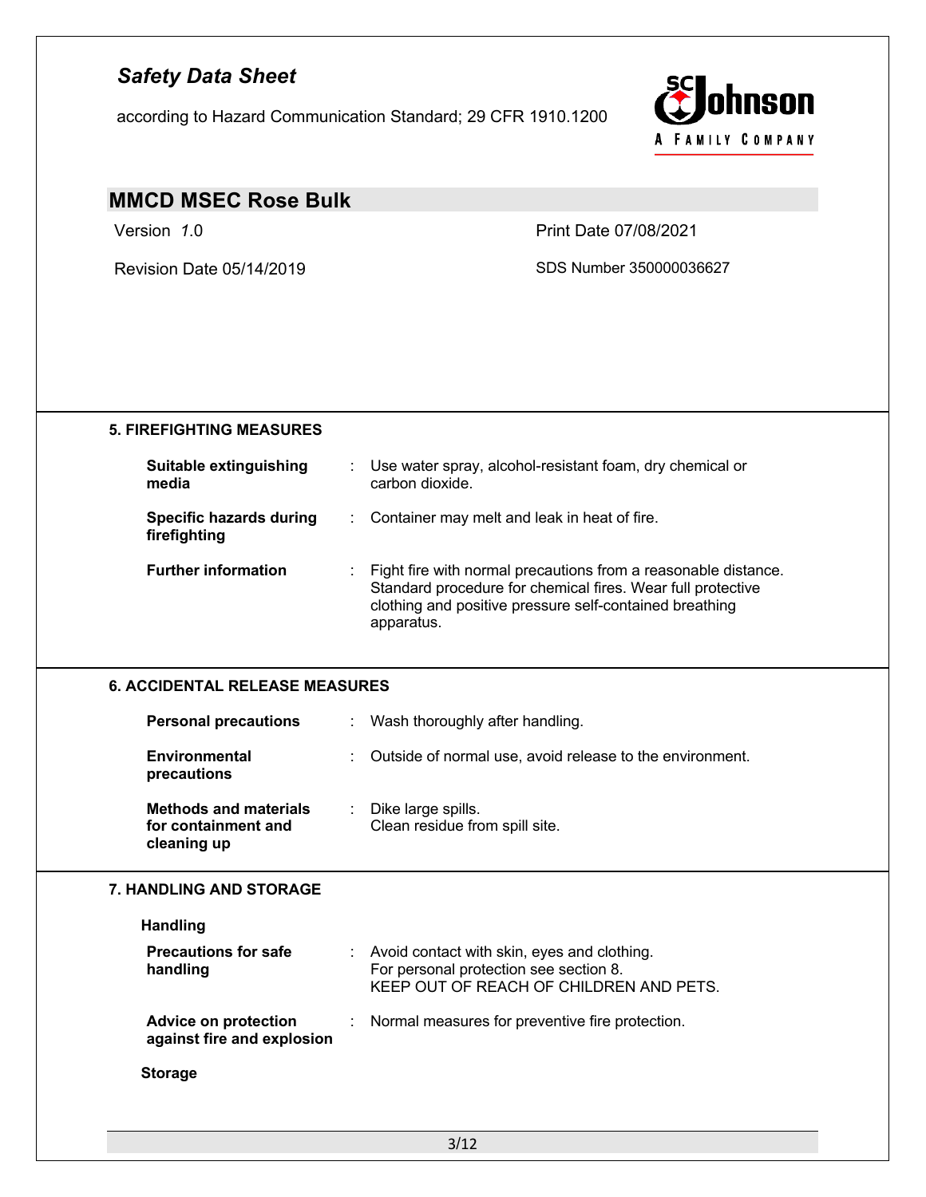## 5. FIREFIGHTING MEASURES

**Suitable extinguishing media** : Use water spray, alcohol-resistant foam, dry chemical or carbon dioxide.

**Specific hazards during firefighting** : Container may melt and leak in heat of fire.

**Further information** : Fight fire with normal precautions from a reasonable distance. Standard procedure for chemical fires. Wear full protective clothing and positive pressure self-contained breathing apparatus.

## 6. ACCIDENTAL RELEASE MEASURES

**Personal precautions** : Wash thoroughly after handling.

**Environmental precautions** : Outside of normal use, avoid release to the environment.

**Methods and materials for containment and cleaning up** : Dike large spills.
Clean residue from spill site.

## 7. HANDLING AND STORAGE

### Handling

**Precautions for safe handling** : Avoid contact with skin, eyes and clothing.
For personal protection see section 8.
KEEP OUT OF REACH OF CHILDREN AND PETS.

**Advice on protection against fire and explosion** : Normal measures for preventive fire protection.

### Storage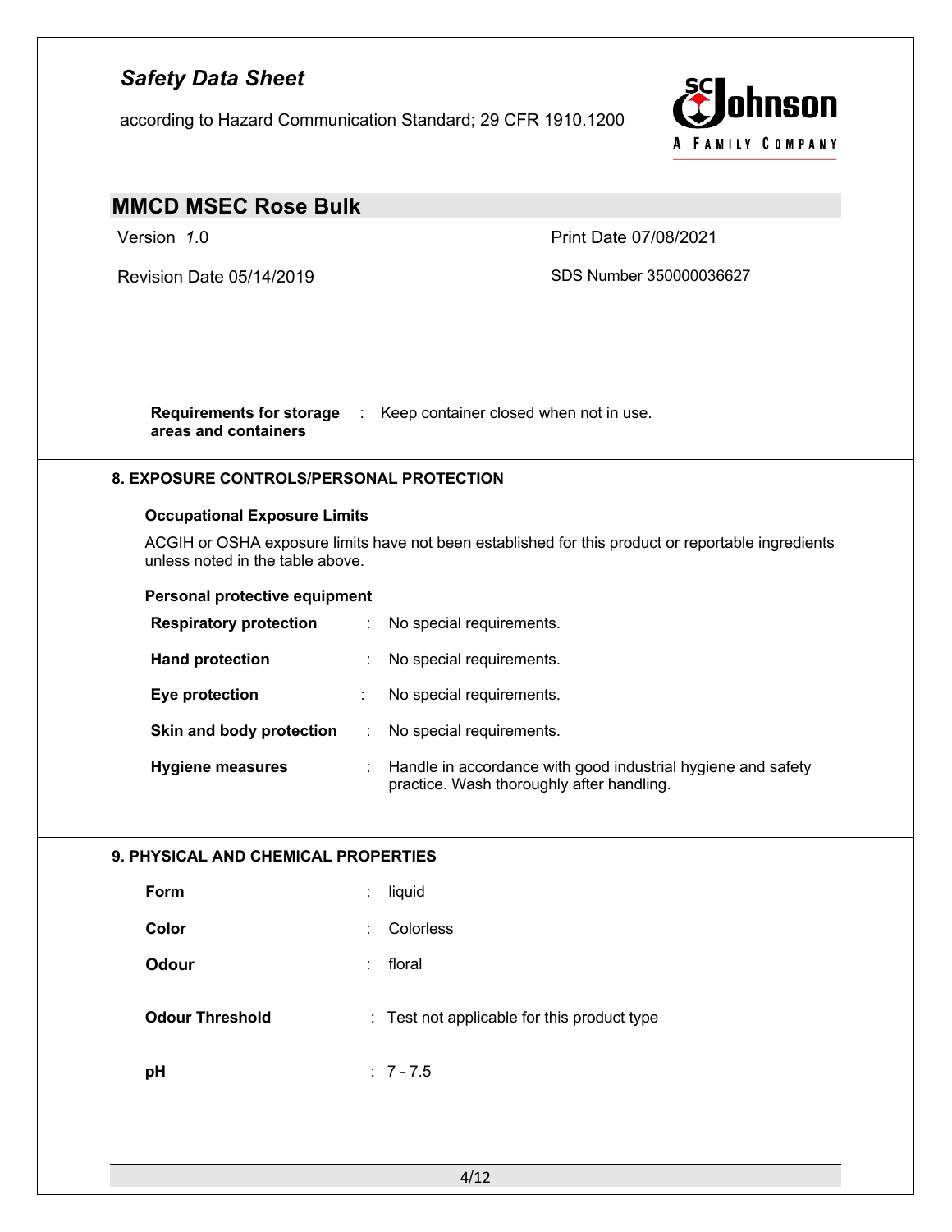**Requirements for storage areas and containers** : Keep container closed when not in use.

## 8. EXPOSURE CONTROLS/PERSONAL PROTECTION

### Occupational Exposure Limits

ACGIH or OSHA exposure limits have not been established for this product or reportable ingredients unless noted in the table above.

### Personal protective equipment

**Respiratory protection** : No special requirements.

**Hand protection** : No special requirements.

**Eye protection** : No special requirements.

**Skin and body protection** : No special requirements.

**Hygiene measures** : Handle in accordance with good industrial hygiene and safety practice. Wash thoroughly after handling.

## 9. PHYSICAL AND CHEMICAL PROPERTIES

**Form** : liquid

**Color** : Colorless

**Odour** : floral

**Odour Threshold** : Test not applicable for this product type

**pH** : 7 - 7.5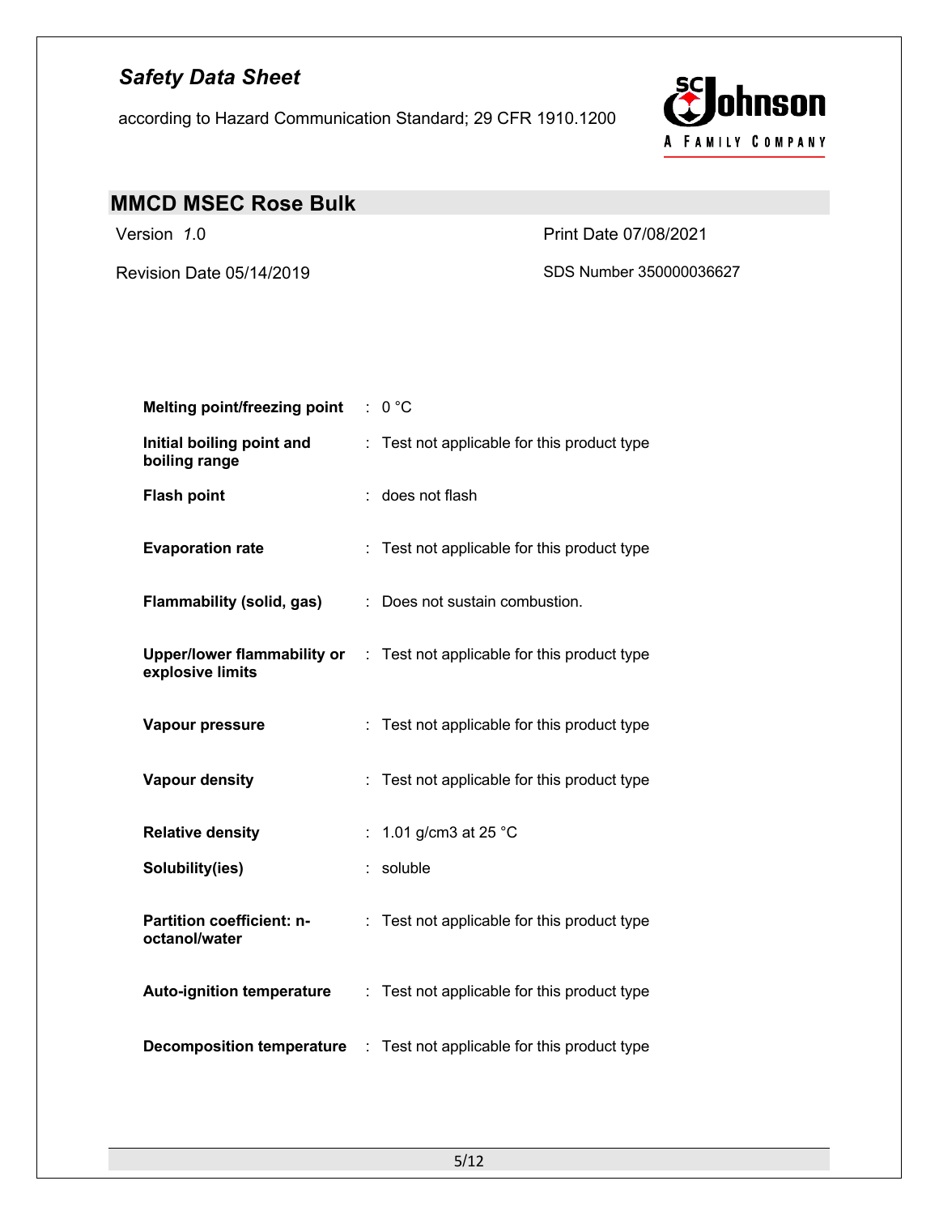| Property | | Value |
|---|---|---|
| **Melting point/freezing point** | : | 0 °C |
| **Initial boiling point and boiling range** | : | Test not applicable for this product type |
| **Flash point** | : | does not flash |
| **Evaporation rate** | : | Test not applicable for this product type |
| **Flammability (solid, gas)** | : | Does not sustain combustion. |
| **Upper/lower flammability or explosive limits** | : | Test not applicable for this product type |
| **Vapour pressure** | : | Test not applicable for this product type |
| **Vapour density** | : | Test not applicable for this product type |
| **Relative density** | : | 1.01 g/cm3 at 25 °C |
| **Solubility(ies)** | : | soluble |
| **Partition coefficient: n-octanol/water** | : | Test not applicable for this product type |
| **Auto-ignition temperature** | : | Test not applicable for this product type |
| **Decomposition temperature** | : | Test not applicable for this product type |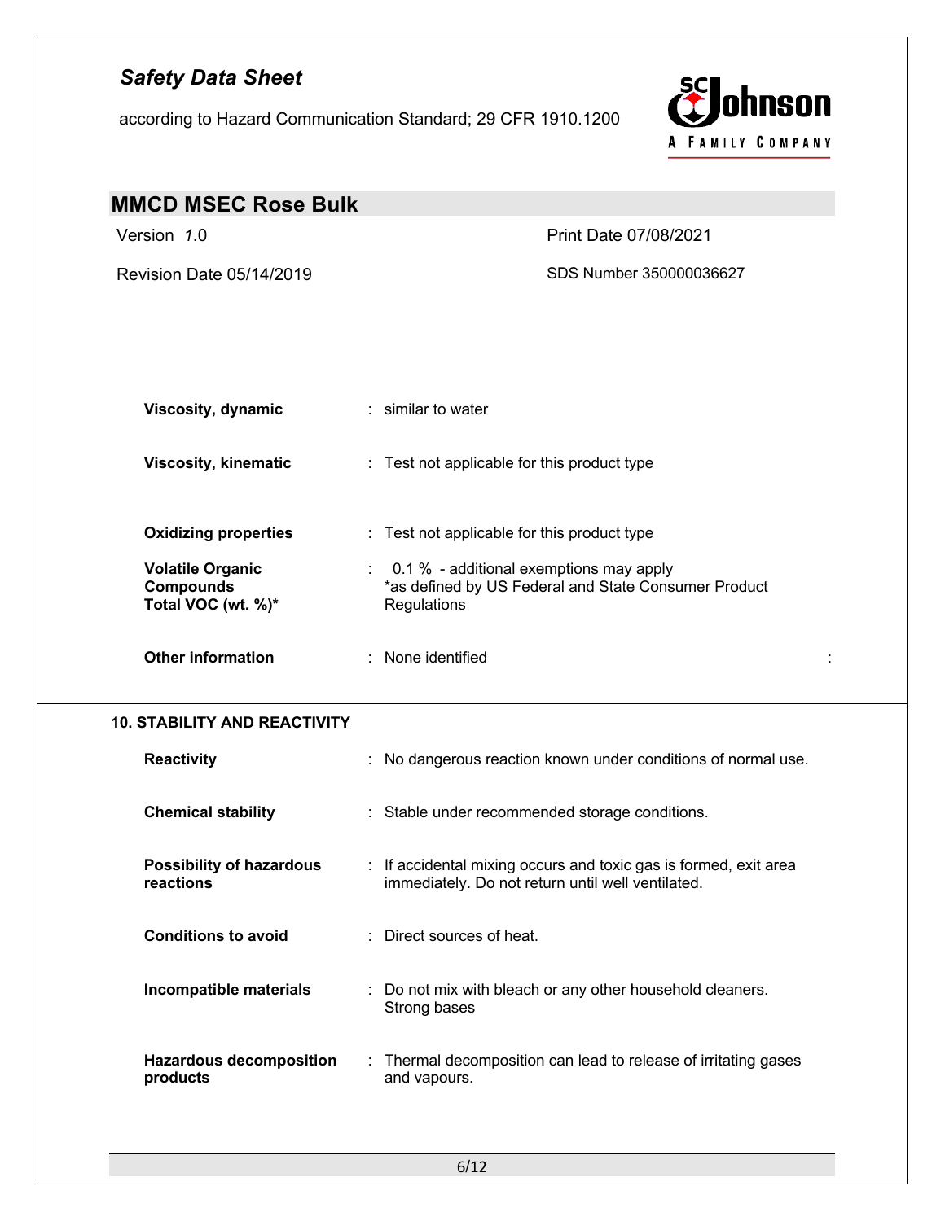| | |
|---|---|
| **Viscosity, dynamic** | : similar to water |
| **Viscosity, kinematic** | : Test not applicable for this product type |
| **Oxidizing properties** | : Test not applicable for this product type |
| **Volatile Organic Compounds Total VOC (wt. %)*** | : 0.1 % - additional exemptions may apply *as defined by US Federal and State Consumer Product Regulations |
| **Other information** | : None identified |

## 10. STABILITY AND REACTIVITY

| | |
|---|---|
| **Reactivity** | : No dangerous reaction known under conditions of normal use. |
| **Chemical stability** | : Stable under recommended storage conditions. |
| **Possibility of hazardous reactions** | : If accidental mixing occurs and toxic gas is formed, exit area immediately. Do not return until well ventilated. |
| **Conditions to avoid** | : Direct sources of heat. |
| **Incompatible materials** | : Do not mix with bleach or any other household cleaners. Strong bases |
| **Hazardous decomposition products** | : Thermal decomposition can lead to release of irritating gases and vapours. |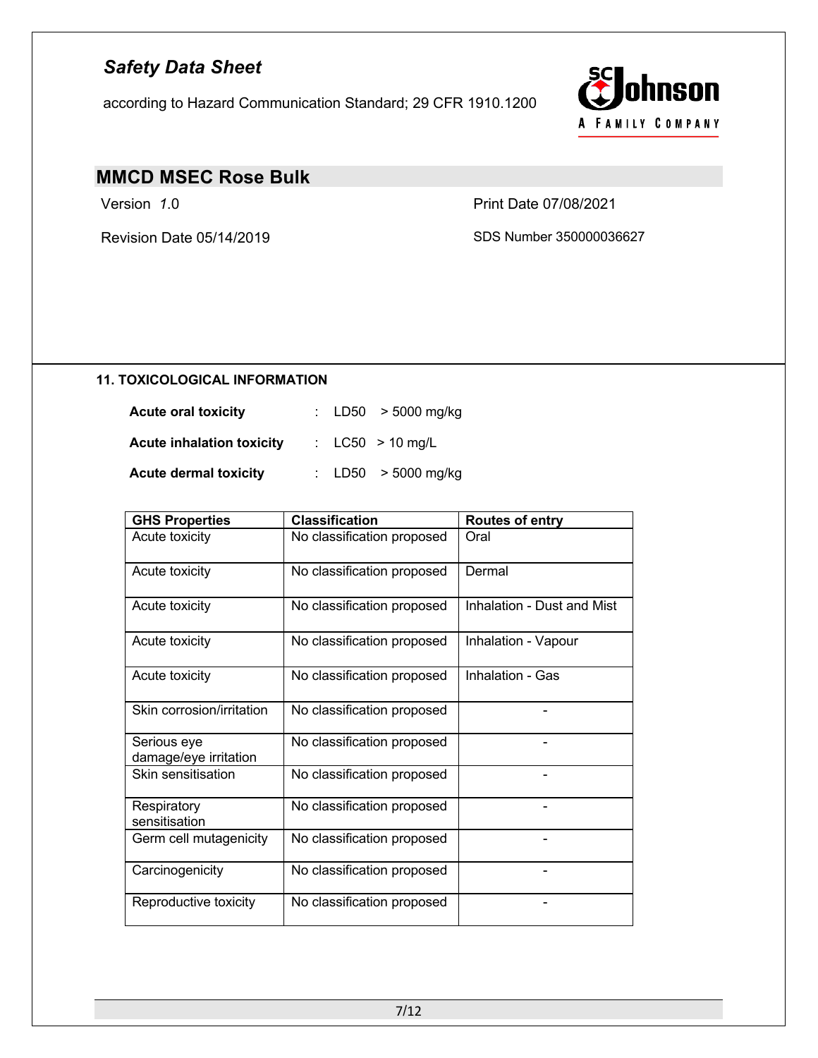## 11. TOXICOLOGICAL INFORMATION

**Acute oral toxicity** : LD50 > 5000 mg/kg

**Acute inhalation toxicity** : LC50 > 10 mg/L

**Acute dermal toxicity** : LD50 > 5000 mg/kg

| GHS Properties | Classification | Routes of entry |
|---|---|---|
| Acute toxicity | No classification proposed | Oral |
| Acute toxicity | No classification proposed | Dermal |
| Acute toxicity | No classification proposed | Inhalation - Dust and Mist |
| Acute toxicity | No classification proposed | Inhalation - Vapour |
| Acute toxicity | No classification proposed | Inhalation - Gas |
| Skin corrosion/irritation | No classification proposed | - |
| Serious eye damage/eye irritation | No classification proposed | - |
| Skin sensitisation | No classification proposed | - |
| Respiratory sensitisation | No classification proposed | - |
| Germ cell mutagenicity | No classification proposed | - |
| Carcinogenicity | No classification proposed | - |
| Reproductive toxicity | No classification proposed | - |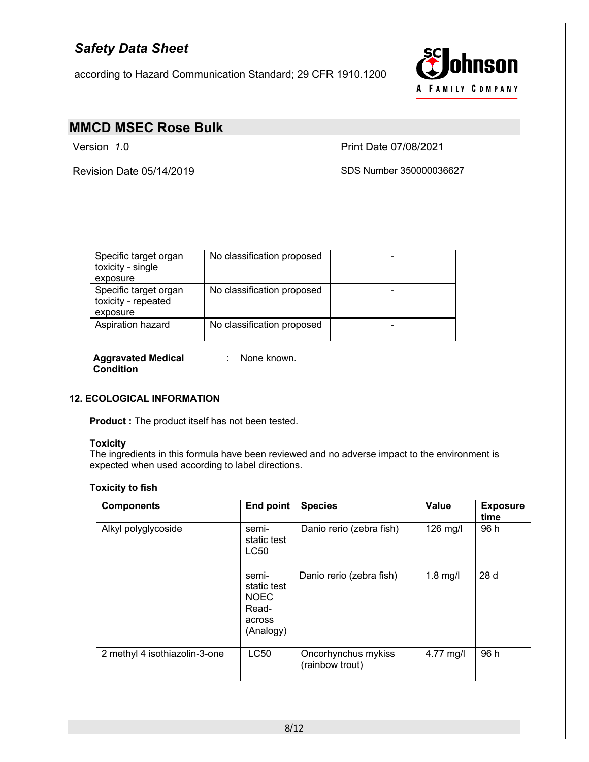| Specific target organ toxicity - single exposure | No classification proposed | - |
|---|---|---|
| Specific target organ toxicity - repeated exposure | No classification proposed | - |
| Aspiration hazard | No classification proposed | - |

**Aggravated Medical Condition** : None known.

## 12. ECOLOGICAL INFORMATION

**Product :** The product itself has not been tested.

**Toxicity**
The ingredients in this formula have been reviewed and no adverse impact to the environment is expected when used according to label directions.

**Toxicity to fish**

| Components | End point | Species | Value | Exposure time |
|---|---|---|---|---|
| Alkyl polyglycoside | semi-static test LC50 | Danio rerio (zebra fish) | 126 mg/l | 96 h |
| | semi-static test NOEC Read-across (Analogy) | Danio rerio (zebra fish) | 1.8 mg/l | 28 d |
| 2 methyl 4 isothiazolin-3-one | LC50 | Oncorhynchus mykiss (rainbow trout) | 4.77 mg/l | 96 h |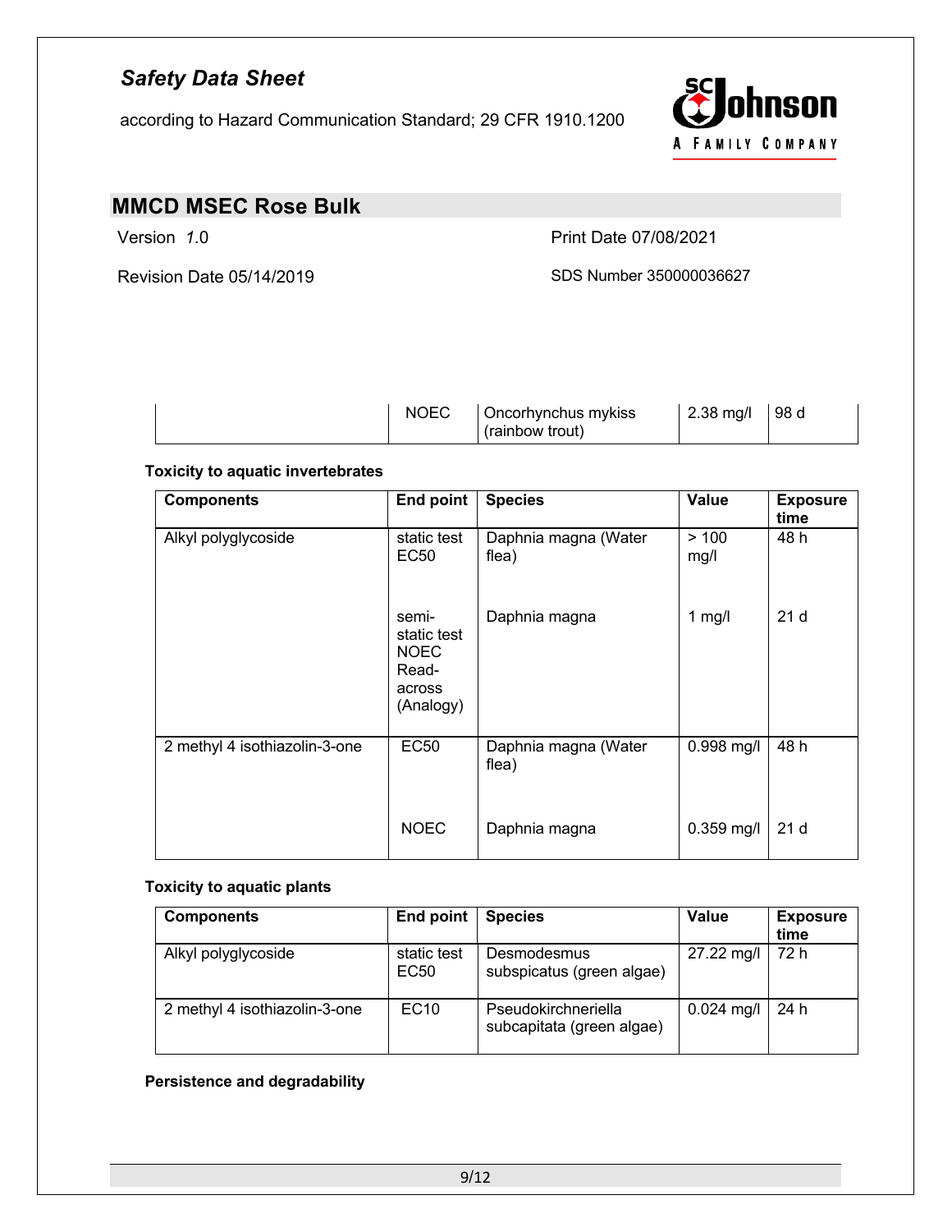|  | NOEC | Oncorhynchus mykiss (rainbow trout) | 2.38 mg/l | 98 d |
|---|---|---|---|---|

**Toxicity to aquatic invertebrates**

| Components | End point | Species | Value | Exposure time |
|---|---|---|---|---|
| Alkyl polyglycoside | static test EC50 | Daphnia magna (Water flea) | > 100 mg/l | 48 h |
|  | semi-static test NOEC Read-across (Analogy) | Daphnia magna | 1 mg/l | 21 d |
| 2 methyl 4 isothiazolin-3-one | EC50 | Daphnia magna (Water flea) | 0.998 mg/l | 48 h |
|  | NOEC | Daphnia magna | 0.359 mg/l | 21 d |

**Toxicity to aquatic plants**

| Components | End point | Species | Value | Exposure time |
|---|---|---|---|---|
| Alkyl polyglycoside | static test EC50 | Desmodesmus subspicatus (green algae) | 27.22 mg/l | 72 h |
| 2 methyl 4 isothiazolin-3-one | EC10 | Pseudokirchneriella subcapitata (green algae) | 0.024 mg/l | 24 h |

**Persistence and degradability**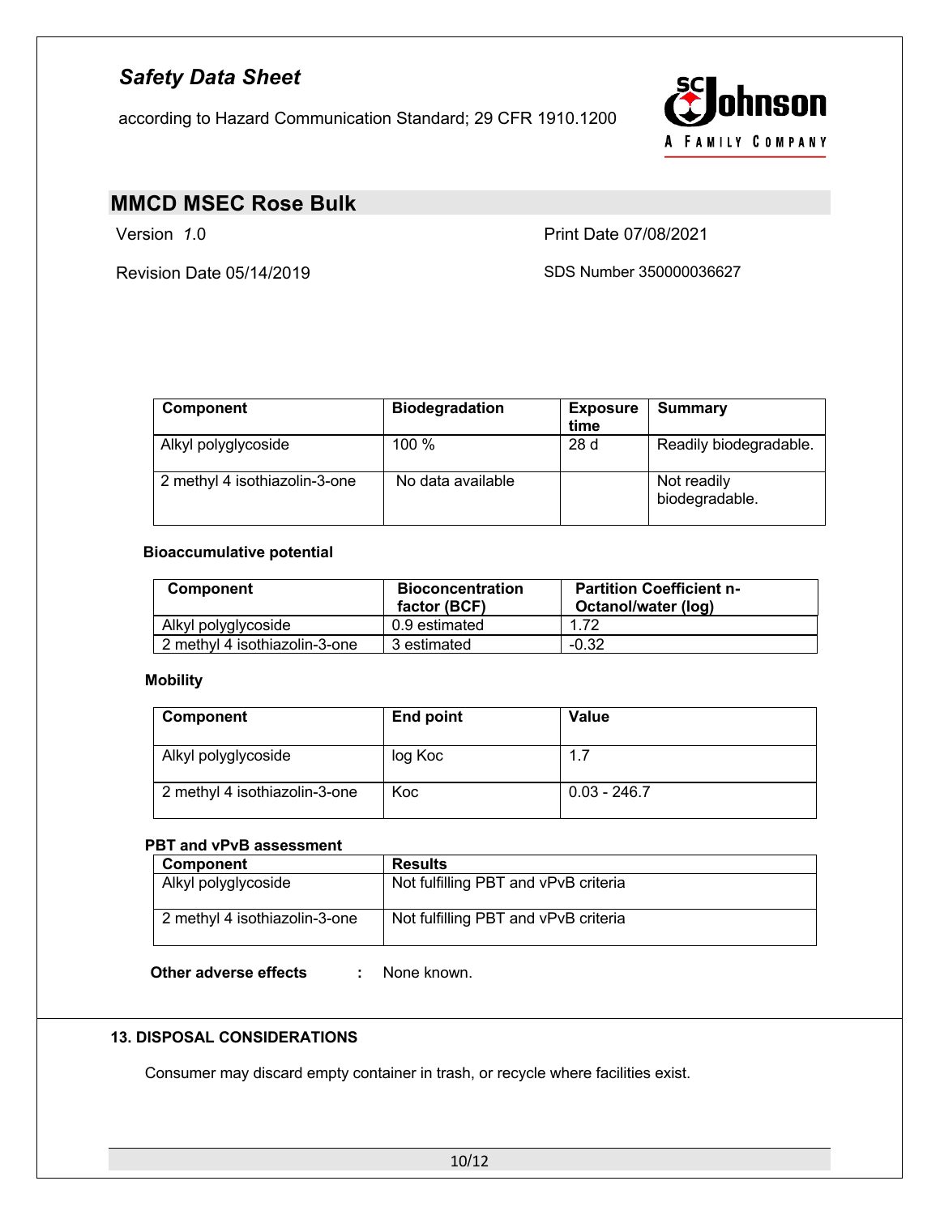| Component | Biodegradation | Exposure time | Summary |
|---|---|---|---|
| Alkyl polyglycoside | 100 % | 28 d | Readily biodegradable. |
| 2 methyl 4 isothiazolin-3-one | No data available | | Not readily biodegradable. |

**Bioaccumulative potential**

| Component | Bioconcentration factor (BCF) | Partition Coefficient n-Octanol/water (log) |
|---|---|---|
| Alkyl polyglycoside | 0.9 estimated | 1.72 |
| 2 methyl 4 isothiazolin-3-one | 3 estimated | -0.32 |

**Mobility**

| Component | End point | Value |
|---|---|---|
| Alkyl polyglycoside | log Koc | 1.7 |
| 2 methyl 4 isothiazolin-3-one | Koc | 0.03 - 246.7 |

**PBT and vPvB assessment**

| Component | Results |
|---|---|
| Alkyl polyglycoside | Not fulfilling PBT and vPvB criteria |
| 2 methyl 4 isothiazolin-3-one | Not fulfilling PBT and vPvB criteria |

**Other adverse effects** : None known.

## 13. DISPOSAL CONSIDERATIONS

Consumer may discard empty container in trash, or recycle where facilities exist.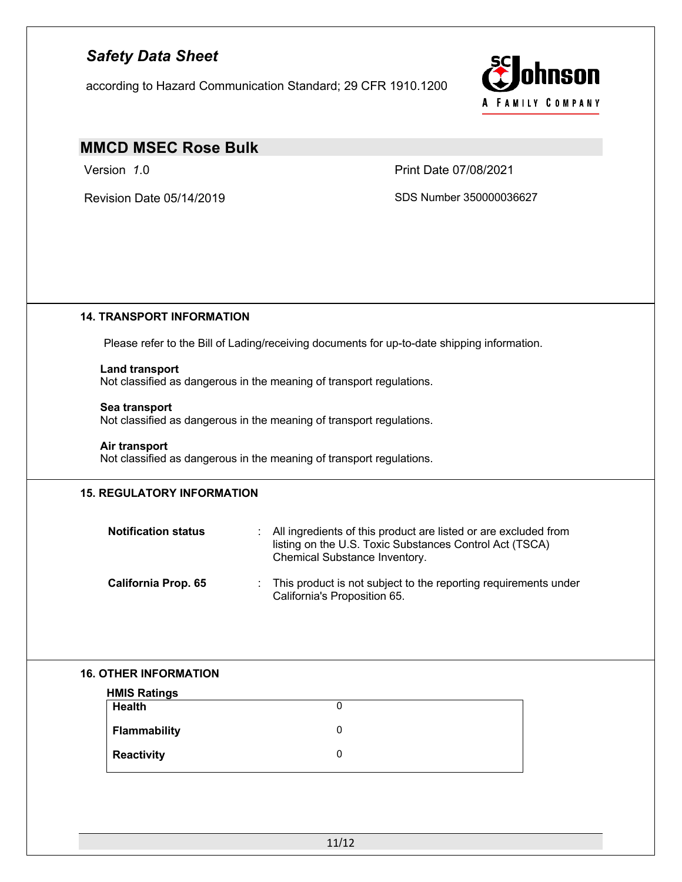## 14. TRANSPORT INFORMATION

Please refer to the Bill of Lading/receiving documents for up-to-date shipping information.

**Land transport**
Not classified as dangerous in the meaning of transport regulations.

**Sea transport**
Not classified as dangerous in the meaning of transport regulations.

**Air transport**
Not classified as dangerous in the meaning of transport regulations.

## 15. REGULATORY INFORMATION

**Notification status** : All ingredients of this product are listed or are excluded from listing on the U.S. Toxic Substances Control Act (TSCA) Chemical Substance Inventory.

**California Prop. 65** : This product is not subject to the reporting requirements under California's Proposition 65.

## 16. OTHER INFORMATION

**HMIS Ratings**

| | |
|---|---|
| **Health** | 0 |
| **Flammability** | 0 |
| **Reactivity** | 0 |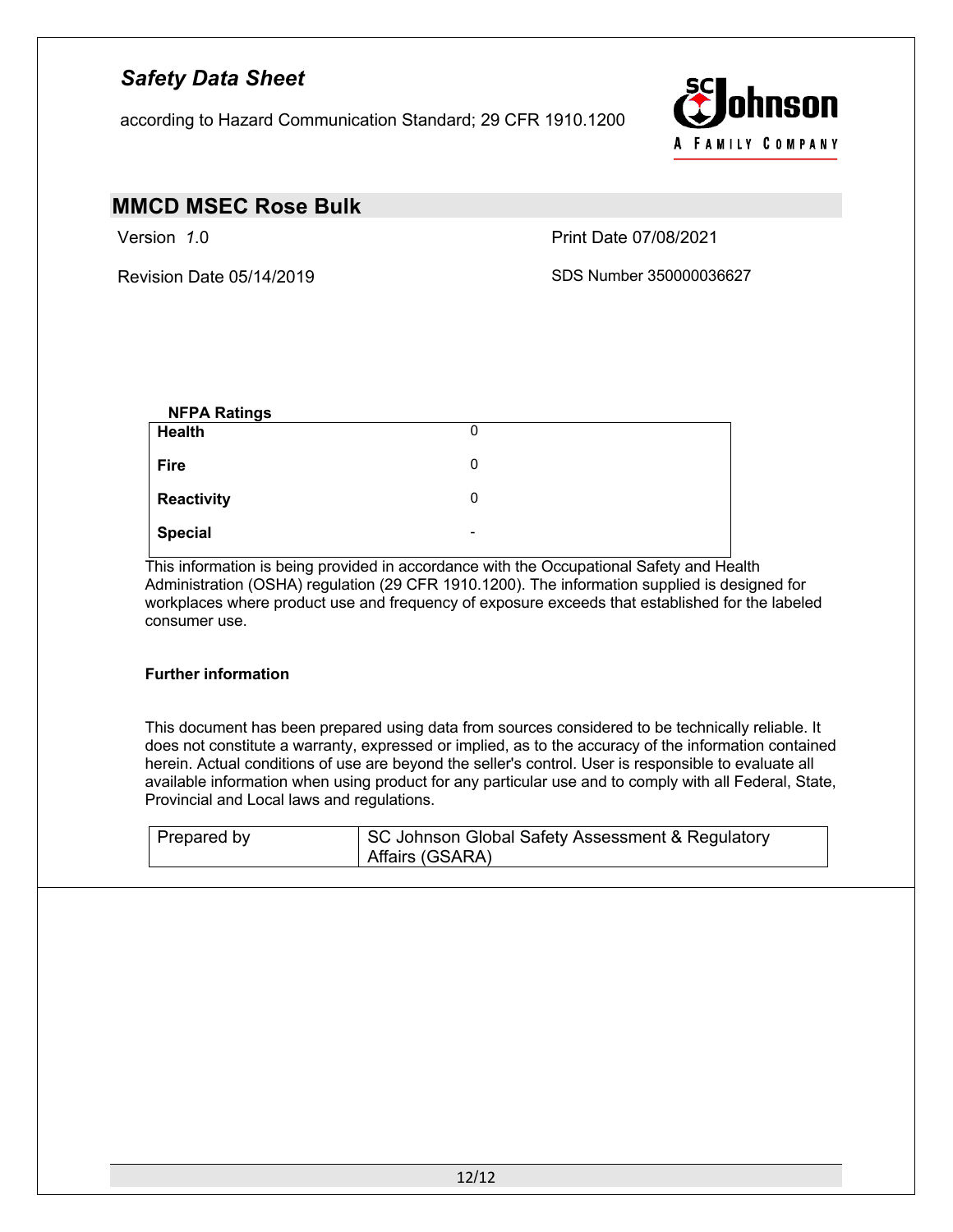## MMCD MSEC Rose Bulk

Version *1*.0

Print Date 07/08/2021

Revision Date 05/14/2019

SDS Number 350000036627

**NFPA Ratings**

| | |
|---|---|
| **Health** | 0 |
| **Fire** | 0 |
| **Reactivity** | 0 |
| **Special** | - |

This information is being provided in accordance with the Occupational Safety and Health Administration (OSHA) regulation (29 CFR 1910.1200). The information supplied is designed for workplaces where product use and frequency of exposure exceeds that established for the labeled consumer use.

**Further information**

This document has been prepared using data from sources considered to be technically reliable. It does not constitute a warranty, expressed or implied, as to the accuracy of the information contained herein. Actual conditions of use are beyond the seller's control. User is responsible to evaluate all available information when using product for any particular use and to comply with all Federal, State, Provincial and Local laws and regulations.

| | |
|---|---|
| Prepared by | SC Johnson Global Safety Assessment & Regulatory Affairs (GSARA) |